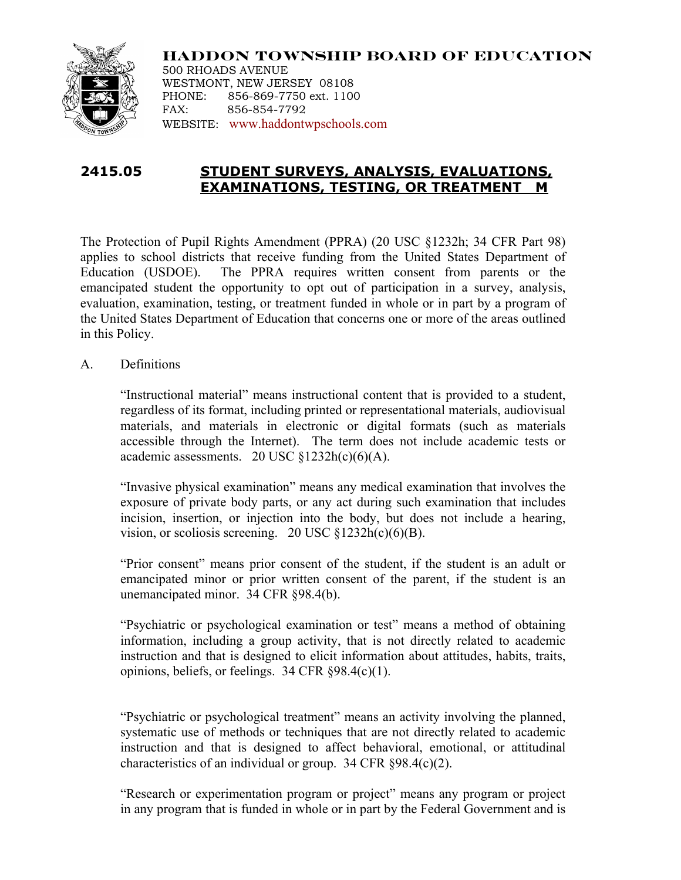**HADDON TOWNSHIP BOARD OF EDUCATION**
500 RHOADS AVENUE
WESTMONT, NEW JERSEY 08108
PHONE: 856-869-7750 ext. 1100
FAX: 856-854-7792
WEBSITE: www.haddontwpschools.com

## 2415.05 STUDENT SURVEYS, ANALYSIS, EVALUATIONS, EXAMINATIONS, TESTING, OR TREATMENT M

The Protection of Pupil Rights Amendment (PPRA) (20 USC §1232h; 34 CFR Part 98) applies to school districts that receive funding from the United States Department of Education (USDOE). The PPRA requires written consent from parents or the emancipated student the opportunity to opt out of participation in a survey, analysis, evaluation, examination, testing, or treatment funded in whole or in part by a program of the United States Department of Education that concerns one or more of the areas outlined in this Policy.

A. Definitions

"Instructional material" means instructional content that is provided to a student, regardless of its format, including printed or representational materials, audiovisual materials, and materials in electronic or digital formats (such as materials accessible through the Internet). The term does not include academic tests or academic assessments. 20 USC §1232h(c)(6)(A).

"Invasive physical examination" means any medical examination that involves the exposure of private body parts, or any act during such examination that includes incision, insertion, or injection into the body, but does not include a hearing, vision, or scoliosis screening. 20 USC §1232h(c)(6)(B).

"Prior consent" means prior consent of the student, if the student is an adult or emancipated minor or prior written consent of the parent, if the student is an unemancipated minor. 34 CFR §98.4(b).

"Psychiatric or psychological examination or test" means a method of obtaining information, including a group activity, that is not directly related to academic instruction and that is designed to elicit information about attitudes, habits, traits, opinions, beliefs, or feelings. 34 CFR §98.4(c)(1).

"Psychiatric or psychological treatment" means an activity involving the planned, systematic use of methods or techniques that are not directly related to academic instruction and that is designed to affect behavioral, emotional, or attitudinal characteristics of an individual or group. 34 CFR §98.4(c)(2).

"Research or experimentation program or project" means any program or project in any program that is funded in whole or in part by the Federal Government and is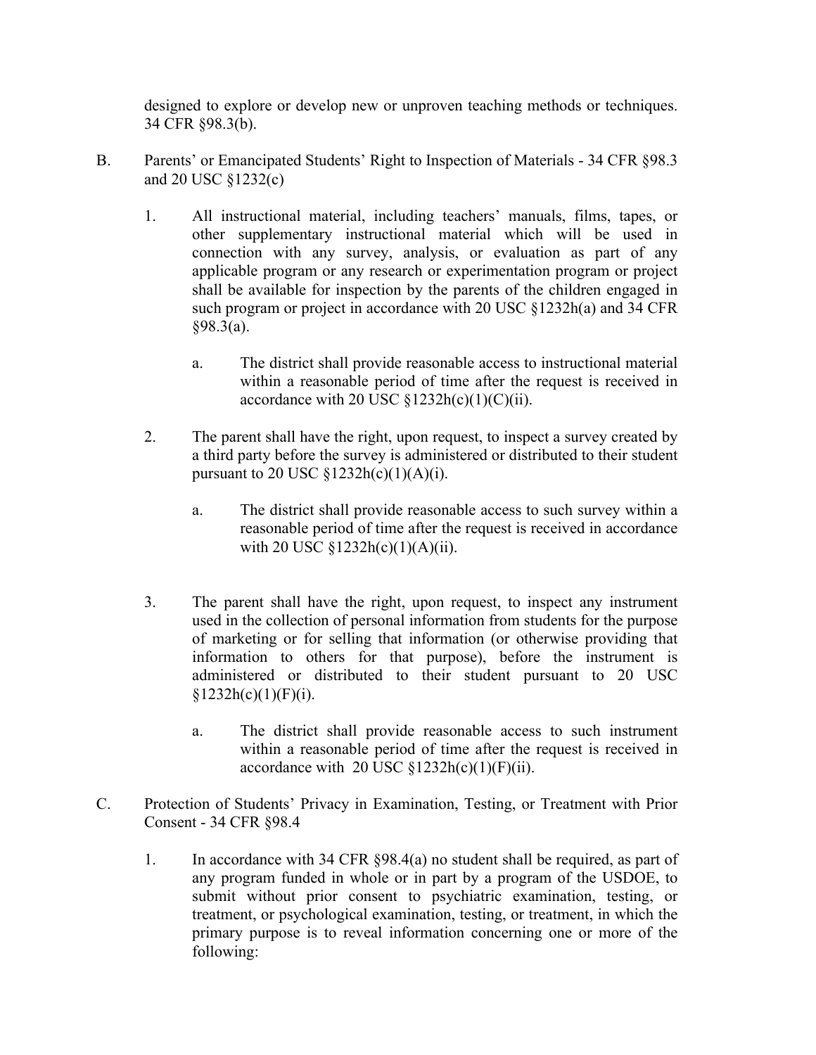designed to explore or develop new or unproven teaching methods or techniques. 34 CFR §98.3(b).

B. Parents' or Emancipated Students' Right to Inspection of Materials - 34 CFR §98.3 and 20 USC §1232(c)

1. All instructional material, including teachers' manuals, films, tapes, or other supplementary instructional material which will be used in connection with any survey, analysis, or evaluation as part of any applicable program or any research or experimentation program or project shall be available for inspection by the parents of the children engaged in such program or project in accordance with 20 USC §1232h(a) and 34 CFR §98.3(a).

   a. The district shall provide reasonable access to instructional material within a reasonable period of time after the request is received in accordance with 20 USC §1232h(c)(1)(C)(ii).

2. The parent shall have the right, upon request, to inspect a survey created by a third party before the survey is administered or distributed to their student pursuant to 20 USC §1232h(c)(1)(A)(i).

   a. The district shall provide reasonable access to such survey within a reasonable period of time after the request is received in accordance with 20 USC §1232h(c)(1)(A)(ii).

3. The parent shall have the right, upon request, to inspect any instrument used in the collection of personal information from students for the purpose of marketing or for selling that information (or otherwise providing that information to others for that purpose), before the instrument is administered or distributed to their student pursuant to 20 USC §1232h(c)(1)(F)(i).

   a. The district shall provide reasonable access to such instrument within a reasonable period of time after the request is received in accordance with 20 USC §1232h(c)(1)(F)(ii).

C. Protection of Students' Privacy in Examination, Testing, or Treatment with Prior Consent - 34 CFR §98.4

1. In accordance with 34 CFR §98.4(a) no student shall be required, as part of any program funded in whole or in part by a program of the USDOE, to submit without prior consent to psychiatric examination, testing, or treatment, or psychological examination, testing, or treatment, in which the primary purpose is to reveal information concerning one or more of the following: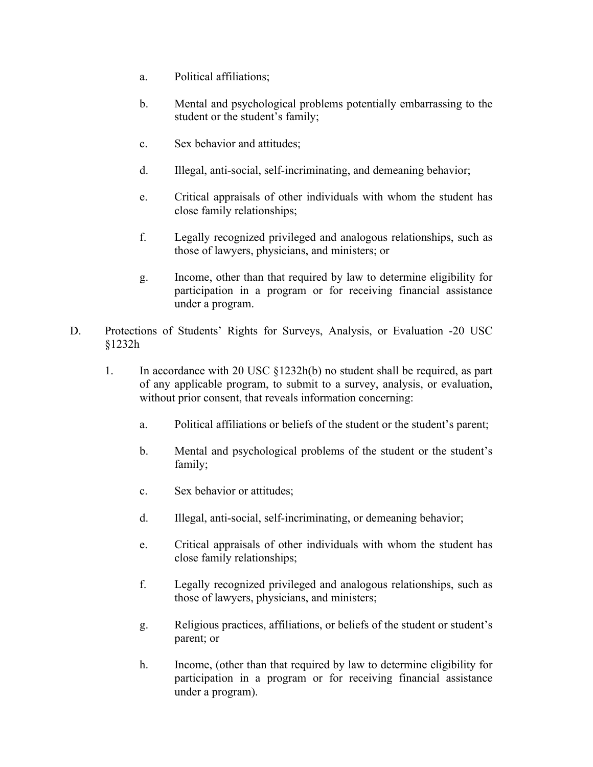a. Political affiliations;

b. Mental and psychological problems potentially embarrassing to the student or the student's family;

c. Sex behavior and attitudes;

d. Illegal, anti-social, self-incriminating, and demeaning behavior;

e. Critical appraisals of other individuals with whom the student has close family relationships;

f. Legally recognized privileged and analogous relationships, such as those of lawyers, physicians, and ministers; or

g. Income, other than that required by law to determine eligibility for participation in a program or for receiving financial assistance under a program.

D. Protections of Students' Rights for Surveys, Analysis, or Evaluation -20 USC §1232h

1. In accordance with 20 USC §1232h(b) no student shall be required, as part of any applicable program, to submit to a survey, analysis, or evaluation, without prior consent, that reveals information concerning:

   a. Political affiliations or beliefs of the student or the student's parent;

   b. Mental and psychological problems of the student or the student's family;

   c. Sex behavior or attitudes;

   d. Illegal, anti-social, self-incriminating, or demeaning behavior;

   e. Critical appraisals of other individuals with whom the student has close family relationships;

   f. Legally recognized privileged and analogous relationships, such as those of lawyers, physicians, and ministers;

   g. Religious practices, affiliations, or beliefs of the student or student's parent; or

   h. Income, (other than that required by law to determine eligibility for participation in a program or for receiving financial assistance under a program).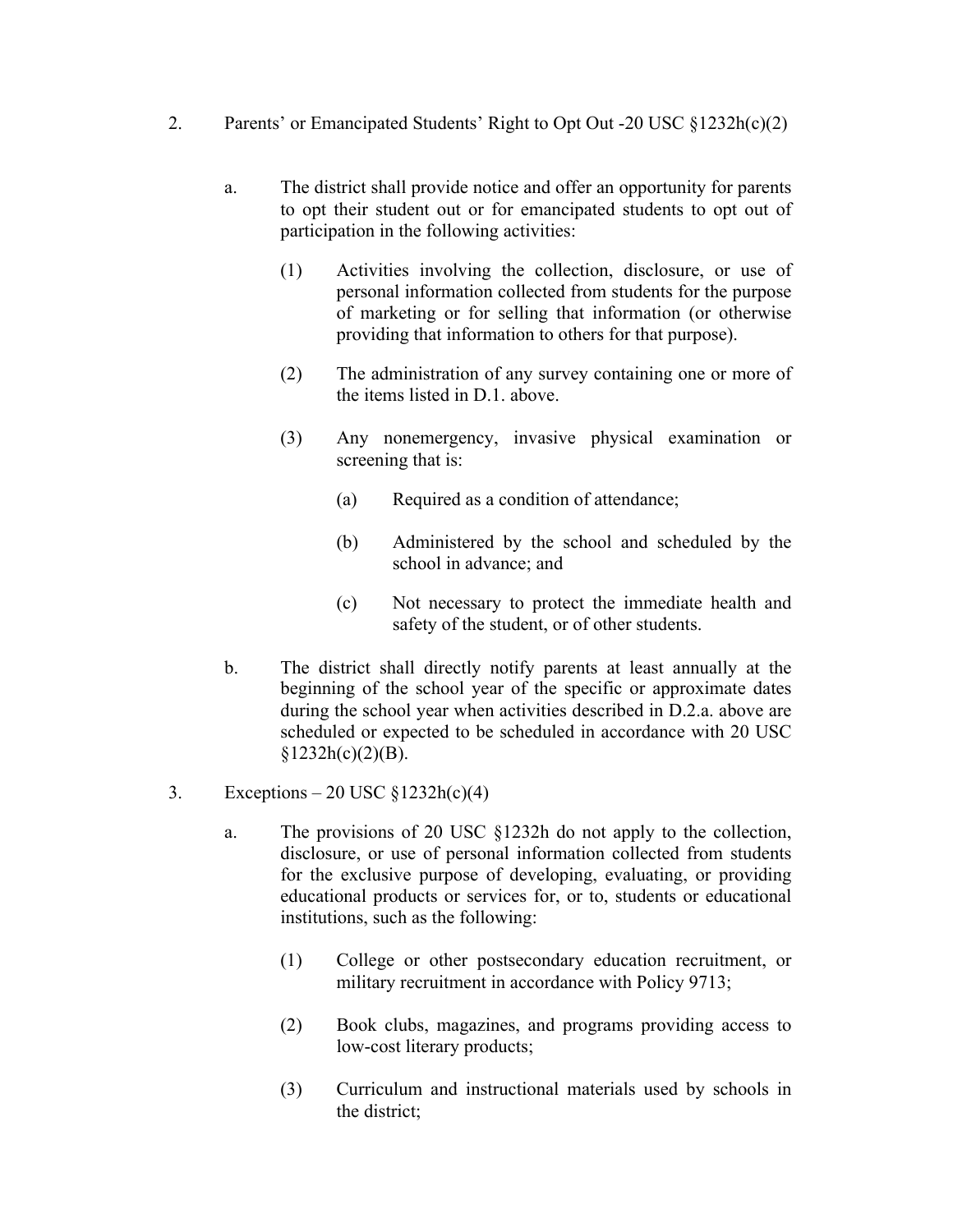2. Parents' or Emancipated Students' Right to Opt Out -20 USC §1232h(c)(2)

   a. The district shall provide notice and offer an opportunity for parents to opt their student out or for emancipated students to opt out of participation in the following activities:

      (1) Activities involving the collection, disclosure, or use of personal information collected from students for the purpose of marketing or for selling that information (or otherwise providing that information to others for that purpose).

      (2) The administration of any survey containing one or more of the items listed in D.1. above.

      (3) Any nonemergency, invasive physical examination or screening that is:

         (a) Required as a condition of attendance;

         (b) Administered by the school and scheduled by the school in advance; and

         (c) Not necessary to protect the immediate health and safety of the student, or of other students.

   b. The district shall directly notify parents at least annually at the beginning of the school year of the specific or approximate dates during the school year when activities described in D.2.a. above are scheduled or expected to be scheduled in accordance with 20 USC §1232h(c)(2)(B).

3. Exceptions – 20 USC §1232h(c)(4)

   a. The provisions of 20 USC §1232h do not apply to the collection, disclosure, or use of personal information collected from students for the exclusive purpose of developing, evaluating, or providing educational products or services for, or to, students or educational institutions, such as the following:

      (1) College or other postsecondary education recruitment, or military recruitment in accordance with Policy 9713;

      (2) Book clubs, magazines, and programs providing access to low-cost literary products;

      (3) Curriculum and instructional materials used by schools in the district;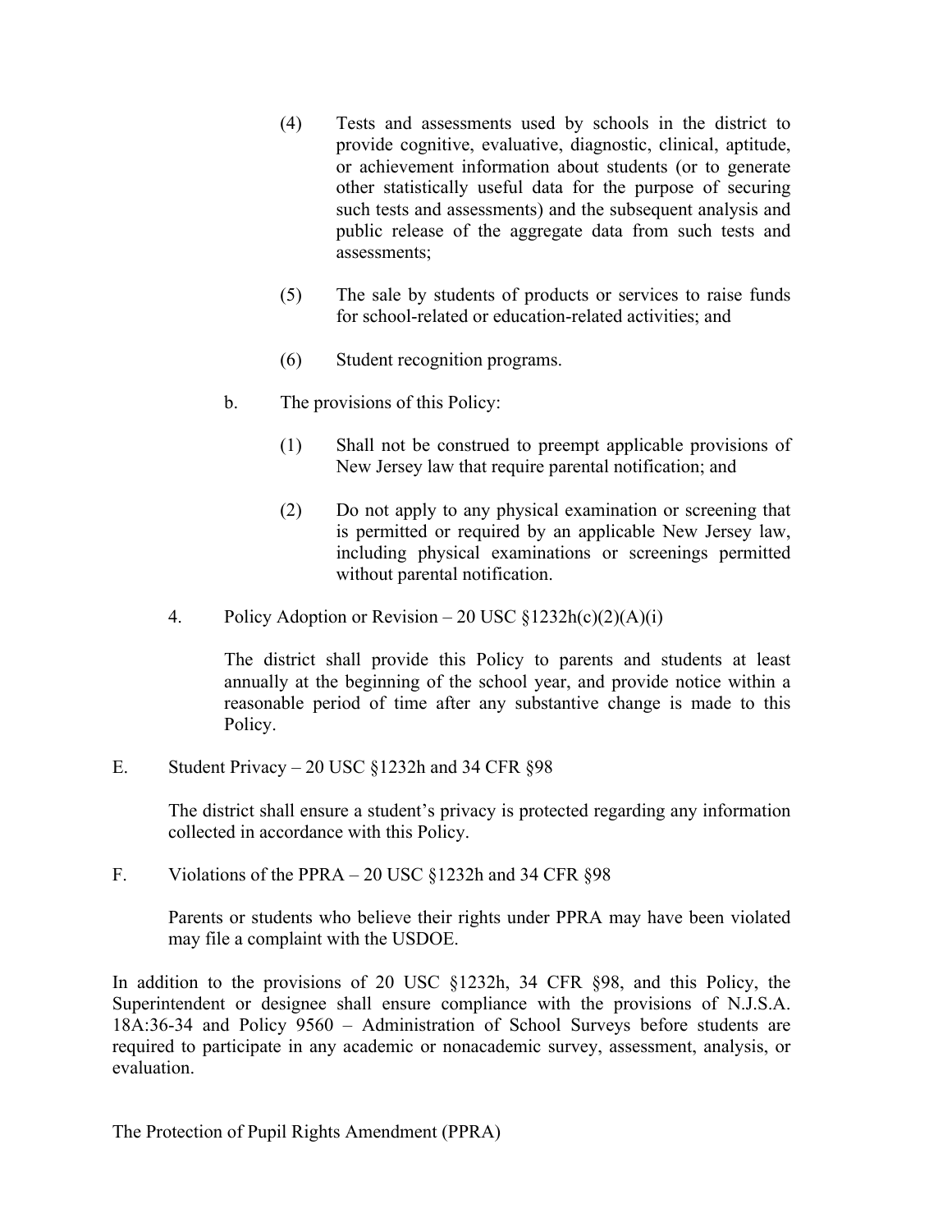(4) Tests and assessments used by schools in the district to provide cognitive, evaluative, diagnostic, clinical, aptitude, or achievement information about students (or to generate other statistically useful data for the purpose of securing such tests and assessments) and the subsequent analysis and public release of the aggregate data from such tests and assessments;

(5) The sale by students of products or services to raise funds for school-related or education-related activities; and

(6) Student recognition programs.

b. The provisions of this Policy:

(1) Shall not be construed to preempt applicable provisions of New Jersey law that require parental notification; and

(2) Do not apply to any physical examination or screening that is permitted or required by an applicable New Jersey law, including physical examinations or screenings permitted without parental notification.

4. Policy Adoption or Revision – 20 USC §1232h(c)(2)(A)(i)

The district shall provide this Policy to parents and students at least annually at the beginning of the school year, and provide notice within a reasonable period of time after any substantive change is made to this Policy.

E. Student Privacy – 20 USC §1232h and 34 CFR §98

The district shall ensure a student's privacy is protected regarding any information collected in accordance with this Policy.

F. Violations of the PPRA – 20 USC §1232h and 34 CFR §98

Parents or students who believe their rights under PPRA may have been violated may file a complaint with the USDOE.

In addition to the provisions of 20 USC §1232h, 34 CFR §98, and this Policy, the Superintendent or designee shall ensure compliance with the provisions of N.J.S.A. 18A:36-34 and Policy 9560 – Administration of School Surveys before students are required to participate in any academic or nonacademic survey, assessment, analysis, or evaluation.

The Protection of Pupil Rights Amendment (PPRA)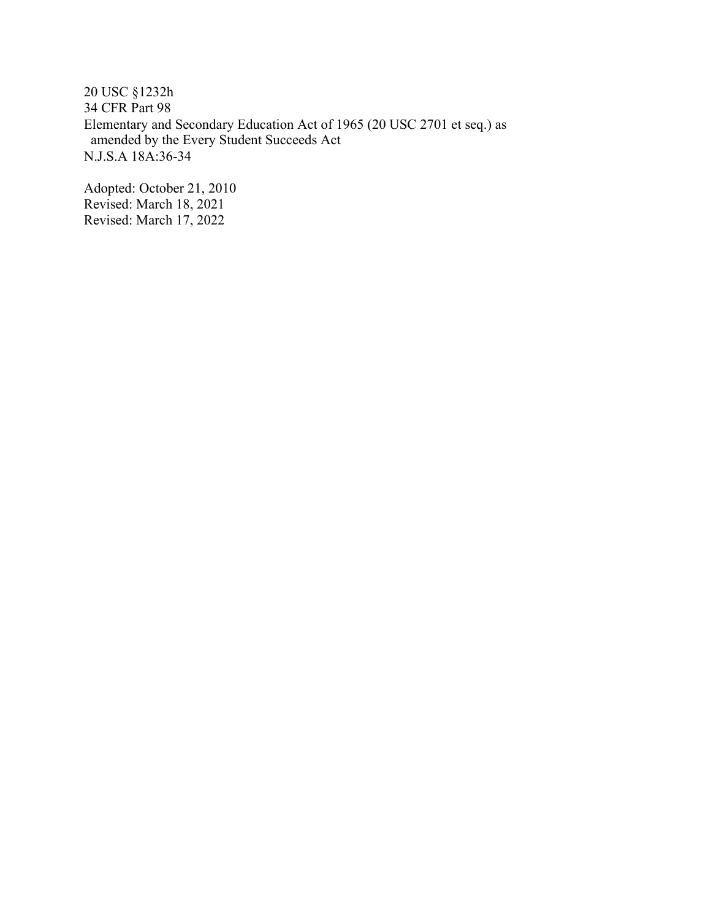20 USC §1232h
34 CFR Part 98
Elementary and Secondary Education Act of 1965 (20 USC 2701 et seq.) as
amended by the Every Student Succeeds Act
N.J.S.A 18A:36-34

Adopted: October 21, 2010
Revised: March 18, 2021
Revised: March 17, 2022